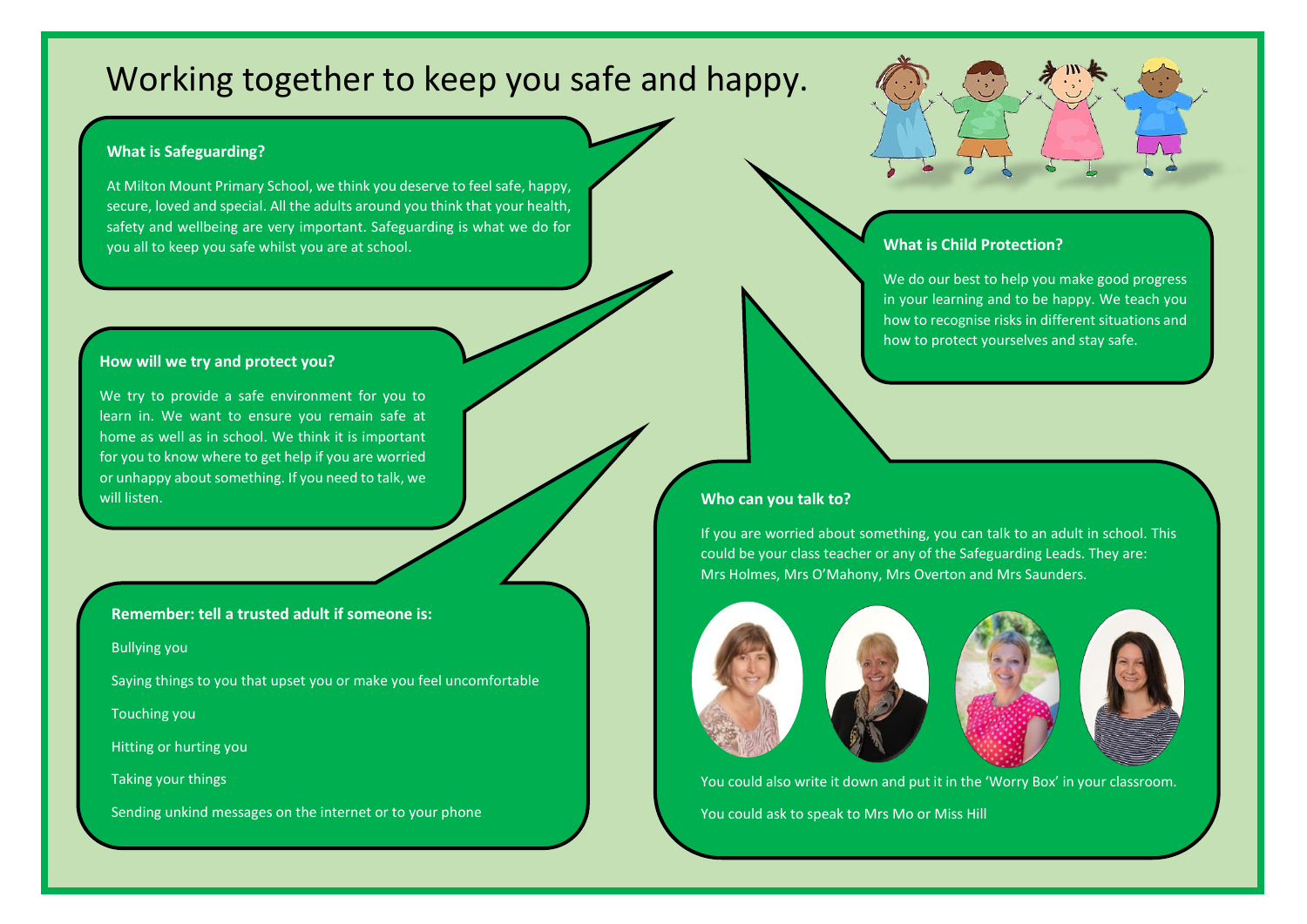# Working together to keep you safe and happy.

### What is Safeguarding?

At Milton Mount Primary School, we think you deserve to feel safe, happy, secure, loved and special. All the adults around you think that your health, safety and wellbeing are very important. Safeguarding is what we do for you all to keep you safe whilst you are at school.

### What is Child Protection?

We do our best to help you make good progress in your learning and to be happy. We teach you how to recognise risks in different situations and how to protect yourselves and stay safe.

### How will we try and protect you?

We try to provide a safe environment for you to learn in. We want to ensure you remain safe at home as well as in school. We think it is important for you to know where to get help if you are worried or unhappy about something. If you need to talk, we will listen.

### Who can you talk to?

If you are worried about something, you can talk to an adult in school. This could be your class teacher or any of the Safeguarding Leads. They are: Mrs Holmes, Mrs O'Mahony, Mrs Overton and Mrs Saunders.

You could also write it down and put it in the 'Worry Box' in your classroom.

You could ask to speak to Mrs Mo or Miss Hill

### Remember: tell a trusted adult if someone is:

Bullying you

Saying things to you that upset you or make you feel uncomfortable

Touching you

Hitting or hurting you

Taking your things

Sending unkind messages on the internet or to your phone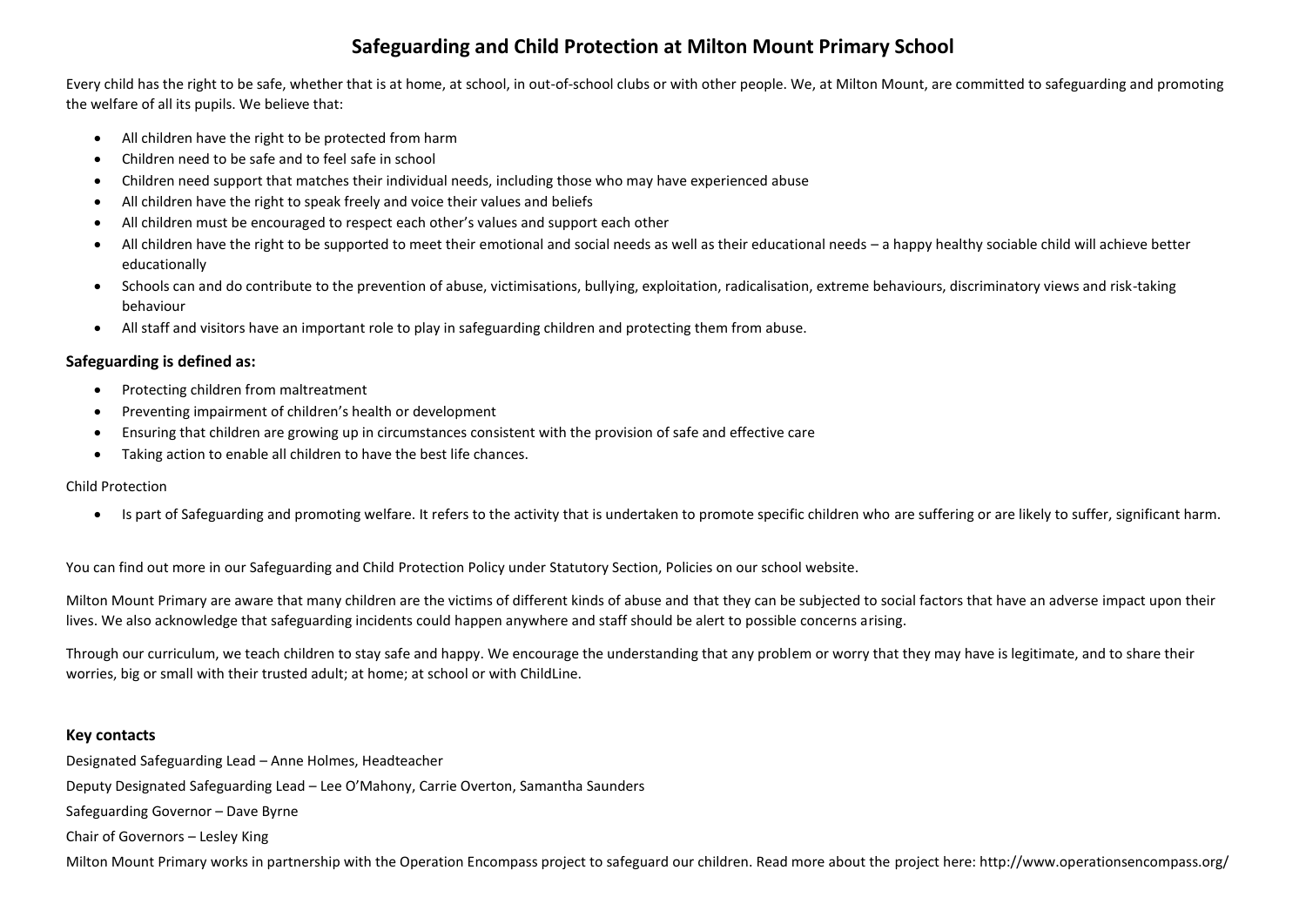# Safeguarding and Child Protection at Milton Mount Primary School

Every child has the right to be safe, whether that is at home, at school, in out-of-school clubs or with other people. We, at Milton Mount, are committed to safeguarding and promoting the welfare of all its pupils. We believe that:

- All children have the right to be protected from harm
- Children need to be safe and to feel safe in school
- Children need support that matches their individual needs, including those who may have experienced abuse
- All children have the right to speak freely and voice their values and beliefs
- All children must be encouraged to respect each other's values and support each other
- All children have the right to be supported to meet their emotional and social needs as well as their educational needs – a happy healthy sociable child will achieve better educationally
- Schools can and do contribute to the prevention of abuse, victimisations, bullying, exploitation, radicalisation, extreme behaviours, discriminatory views and risk-taking behaviour
- All staff and visitors have an important role to play in safeguarding children and protecting them from abuse.

### Safeguarding is defined as:

- Protecting children from maltreatment
- Preventing impairment of children's health or development
- Ensuring that children are growing up in circumstances consistent with the provision of safe and effective care
- Taking action to enable all children to have the best life chances.

Child Protection

- Is part of Safeguarding and promoting welfare. It refers to the activity that is undertaken to promote specific children who are suffering or are likely to suffer, significant harm.

You can find out more in our Safeguarding and Child Protection Policy under Statutory Section, Policies on our school website.

Milton Mount Primary are aware that many children are the victims of different kinds of abuse and that they can be subjected to social factors that have an adverse impact upon their lives. We also acknowledge that safeguarding incidents could happen anywhere and staff should be alert to possible concerns arising.

Through our curriculum, we teach children to stay safe and happy. We encourage the understanding that any problem or worry that they may have is legitimate, and to share their worries, big or small with their trusted adult; at home; at school or with ChildLine.

### Key contacts

Designated Safeguarding Lead – Anne Holmes, Headteacher

Deputy Designated Safeguarding Lead – Lee O'Mahony, Carrie Overton, Samantha Saunders

Safeguarding Governor – Dave Byrne

Chair of Governors – Lesley King

Milton Mount Primary works in partnership with the Operation Encompass project to safeguard our children. Read more about the project here: http://www.operationsencompass.org/